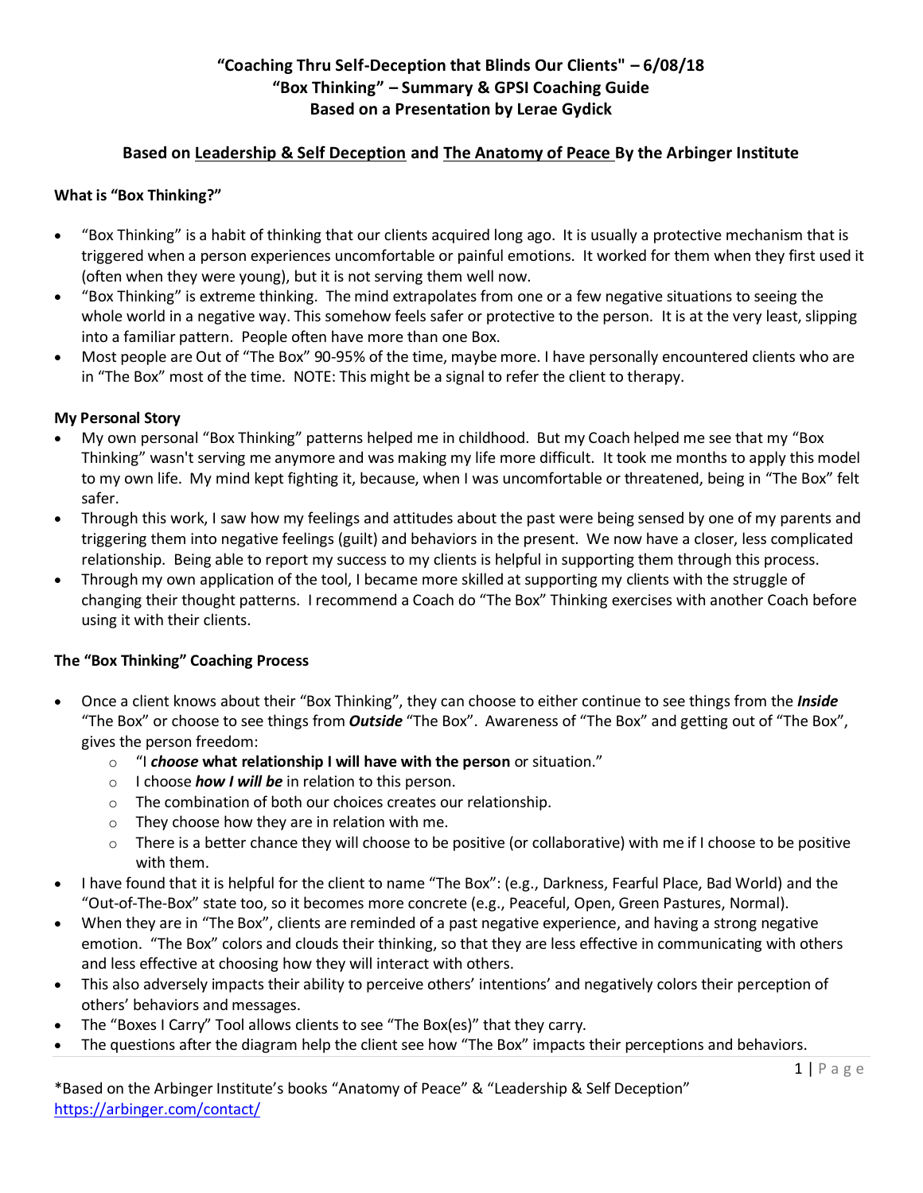# "Coaching Thru Self-Deception that Blinds Our Clients" – 6/08/18
## "Box Thinking" – Summary & GPSI Coaching Guide
## Based on a Presentation by Lerae Gydick

### Based on Leadership & Self Deception and The Anatomy of Peace By the Arbinger Institute

**What is "Box Thinking?"**

- "Box Thinking" is a habit of thinking that our clients acquired long ago. It is usually a protective mechanism that is triggered when a person experiences uncomfortable or painful emotions. It worked for them when they first used it (often when they were young), but it is not serving them well now.
- "Box Thinking" is extreme thinking. The mind extrapolates from one or a few negative situations to seeing the whole world in a negative way. This somehow feels safer or protective to the person. It is at the very least, slipping into a familiar pattern. People often have more than one Box.
- Most people are Out of "The Box" 90-95% of the time, maybe more. I have personally encountered clients who are in "The Box" most of the time. NOTE: This might be a signal to refer the client to therapy.

**My Personal Story**

- My own personal "Box Thinking" patterns helped me in childhood. But my Coach helped me see that my "Box Thinking" wasn't serving me anymore and was making my life more difficult. It took me months to apply this model to my own life. My mind kept fighting it, because, when I was uncomfortable or threatened, being in "The Box" felt safer.
- Through this work, I saw how my feelings and attitudes about the past were being sensed by one of my parents and triggering them into negative feelings (guilt) and behaviors in the present. We now have a closer, less complicated relationship. Being able to report my success to my clients is helpful in supporting them through this process.
- Through my own application of the tool, I became more skilled at supporting my clients with the struggle of changing their thought patterns. I recommend a Coach do "The Box" Thinking exercises with another Coach before using it with their clients.

**The "Box Thinking" Coaching Process**

- Once a client knows about their "Box Thinking", they can choose to either continue to see things from the ***Inside*** "The Box" or choose to see things from ***Outside*** "The Box". Awareness of "The Box" and getting out of "The Box", gives the person freedom:
  - "I ***choose*** **what relationship I will have with the person** or situation."
  - I choose ***how I will be*** in relation to this person.
  - The combination of both our choices creates our relationship.
  - They choose how they are in relation with me.
  - There is a better chance they will choose to be positive (or collaborative) with me if I choose to be positive with them.
- I have found that it is helpful for the client to name "The Box": (e.g., Darkness, Fearful Place, Bad World) and the "Out-of-The-Box" state too, so it becomes more concrete (e.g., Peaceful, Open, Green Pastures, Normal).
- When they are in "The Box", clients are reminded of a past negative experience, and having a strong negative emotion. "The Box" colors and clouds their thinking, so that they are less effective in communicating with others and less effective at choosing how they will interact with others.
- This also adversely impacts their ability to perceive others' intentions' and negatively colors their perception of others' behaviors and messages.
- The "Boxes I Carry" Tool allows clients to see "The Box(es)" that they carry.
- The questions after the diagram help the client see how "The Box" impacts their perceptions and behaviors.

*Based on the Arbinger Institute's books "Anatomy of Peace" & "Leadership & Self Deception"
https://arbinger.com/contact/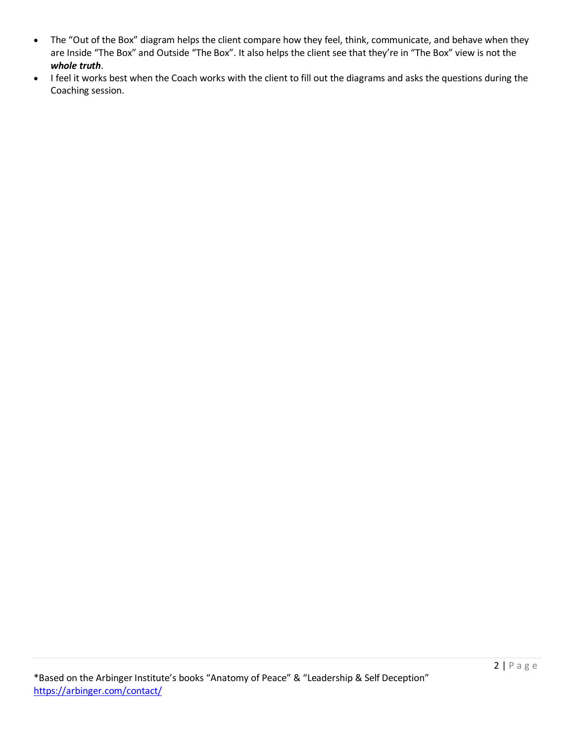- The "Out of the Box" diagram helps the client compare how they feel, think, communicate, and behave when they are Inside "The Box" and Outside "The Box". It also helps the client see that they're in "The Box" view is not the ***whole truth***.
- I feel it works best when the Coach works with the client to fill out the diagrams and asks the questions during the Coaching session.

*Based on the Arbinger Institute's books "Anatomy of Peace" & "Leadership & Self Deception"
https://arbinger.com/contact/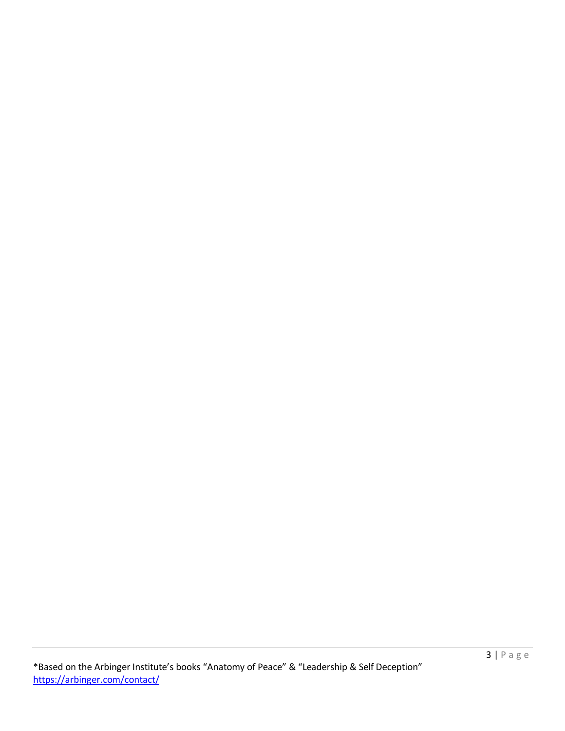*Based on the Arbinger Institute's books "Anatomy of Peace" & "Leadership & Self Deception"
https://arbinger.com/contact/